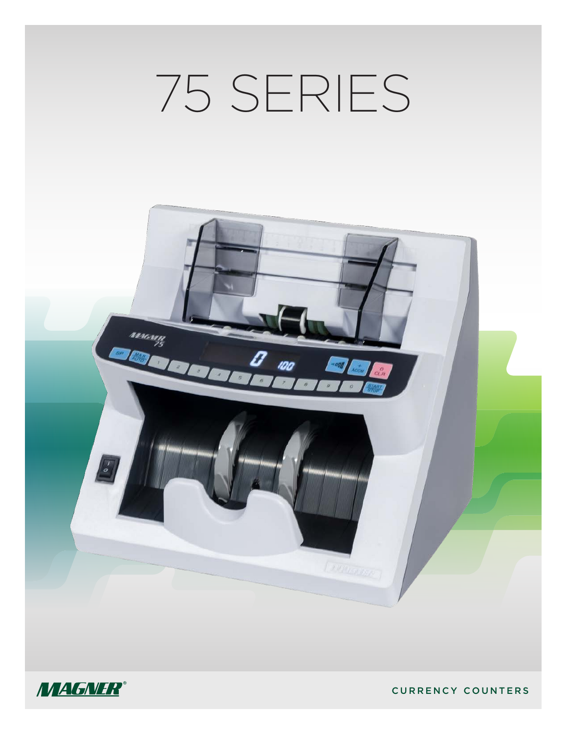# 75 SERIES

MAGNER®

CURRENCY COUNTERS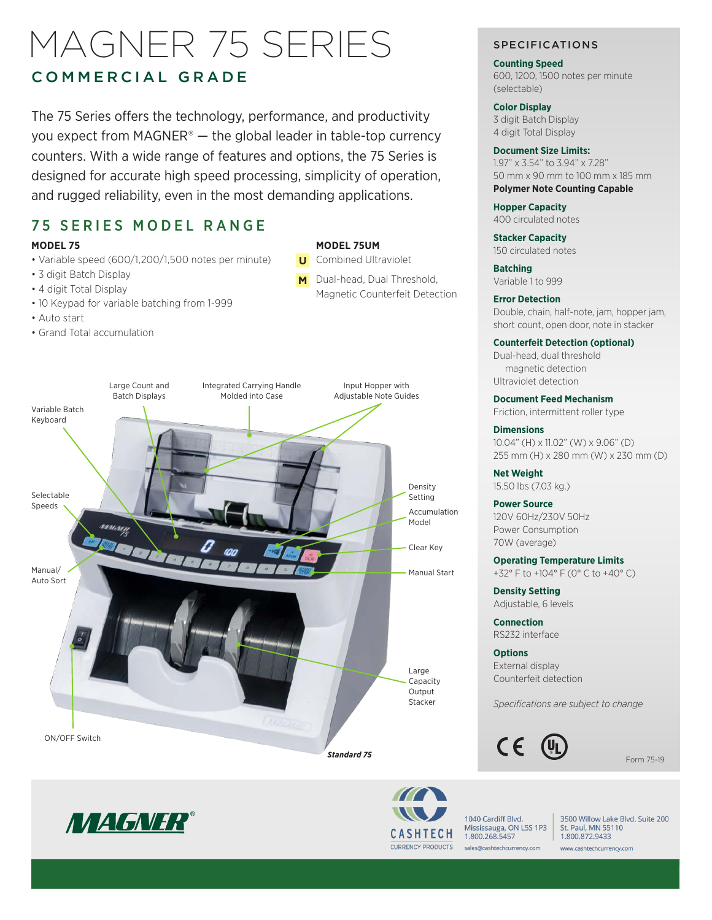# MAGNER 75 SERIES

## COMMERCIAL GRADE

The 75 Series offers the technology, performance, and productivity you expect from MAGNER® — the global leader in table-top currency counters. With a wide range of features and options, the 75 Series is designed for accurate high speed processing, simplicity of operation, and rugged reliability, even in the most demanding applications.

## 75 SERIES MODEL RANGE

### MODEL 75

- Variable speed (600/1,200/1,500 notes per minute)
- 3 digit Batch Display
- 4 digit Total Display
- 10 Keypad for variable batching from 1-999
- Auto start
- Grand Total accumulation

### MODEL 75UM

**U** Combined Ultraviolet

**M** Dual-head, Dual Threshold, Magnetic Counterfeit Detection

Large Count and Batch Displays

Integrated Carrying Handle Molded into Case

Input Hopper with Adjustable Note Guides

Variable Batch Keyboard

Selectable Speeds

Manual/ Auto Sort

Density Setting

Accumulation Model

Clear Key

Manual Start

Large Capacity Output Stacker

ON/OFF Switch

*Standard 75*

## SPECIFICATIONS

**Counting Speed**
600, 1200, 1500 notes per minute (selectable)

**Color Display**
3 digit Batch Display
4 digit Total Display

**Document Size Limits:**
1.97" x 3.54" to 3.94" x 7.28"
50 mm x 90 mm to 100 mm x 185 mm
**Polymer Note Counting Capable**

**Hopper Capacity**
400 circulated notes

**Stacker Capacity**
150 circulated notes

**Batching**
Variable 1 to 999

**Error Detection**
Double, chain, half-note, jam, hopper jam, short count, open door, note in stacker

**Counterfeit Detection (optional)**
Dual-head, dual threshold magnetic detection
Ultraviolet detection

**Document Feed Mechanism**
Friction, intermittent roller type

**Dimensions**
10.04" (H) x 11.02" (W) x 9.06" (D)
255 mm (H) x 280 mm (W) x 230 mm (D)

**Net Weight**
15.50 lbs (7.03 kg.)

**Power Source**
120V 60Hz/230V 50Hz
Power Consumption
70W (average)

**Operating Temperature Limits**
+32° F to +104° F (0° C to +40° C)

**Density Setting**
Adjustable, 6 levels

**Connection**
RS232 interface

**Options**
External display
Counterfeit detection

*Specifications are subject to change*

Form 75-19

MAGNER®

CASHTECH CURRENCY PRODUCTS

1040 Cardiff Blvd.
Mississauga, ON L5S 1P3
1.800.268.5457
sales@cashtechcurrency.com

3500 Willow Lake Blvd. Suite 200
St. Paul, MN 55110
1.800.872.9433
www.cashtechcurrency.com